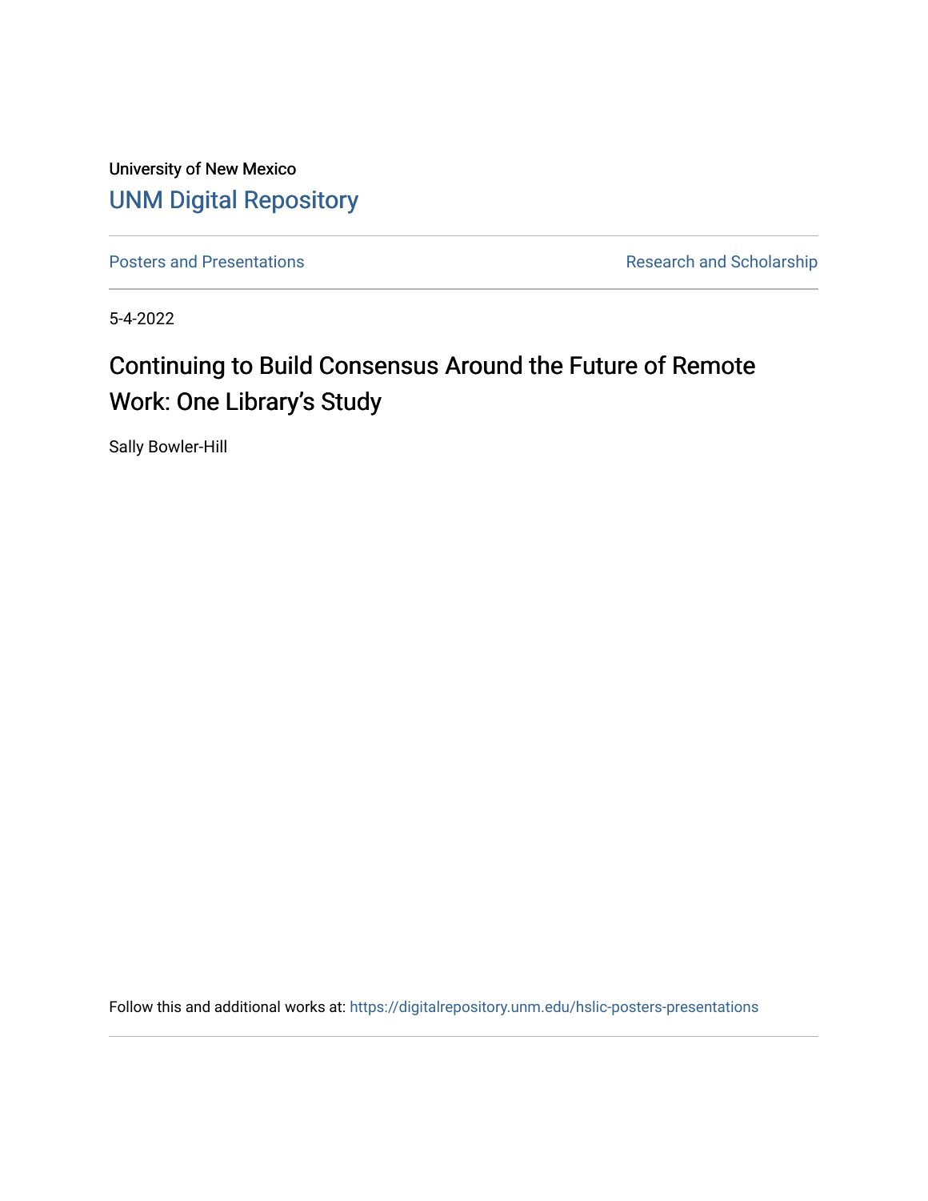University of New Mexico

# UNM Digital Repository

Posters and Presentations

Research and Scholarship

5-4-2022

## Continuing to Build Consensus Around the Future of Remote Work: One Library's Study

Sally Bowler-Hill

Follow this and additional works at: https://digitalrepository.unm.edu/hslic-posters-presentations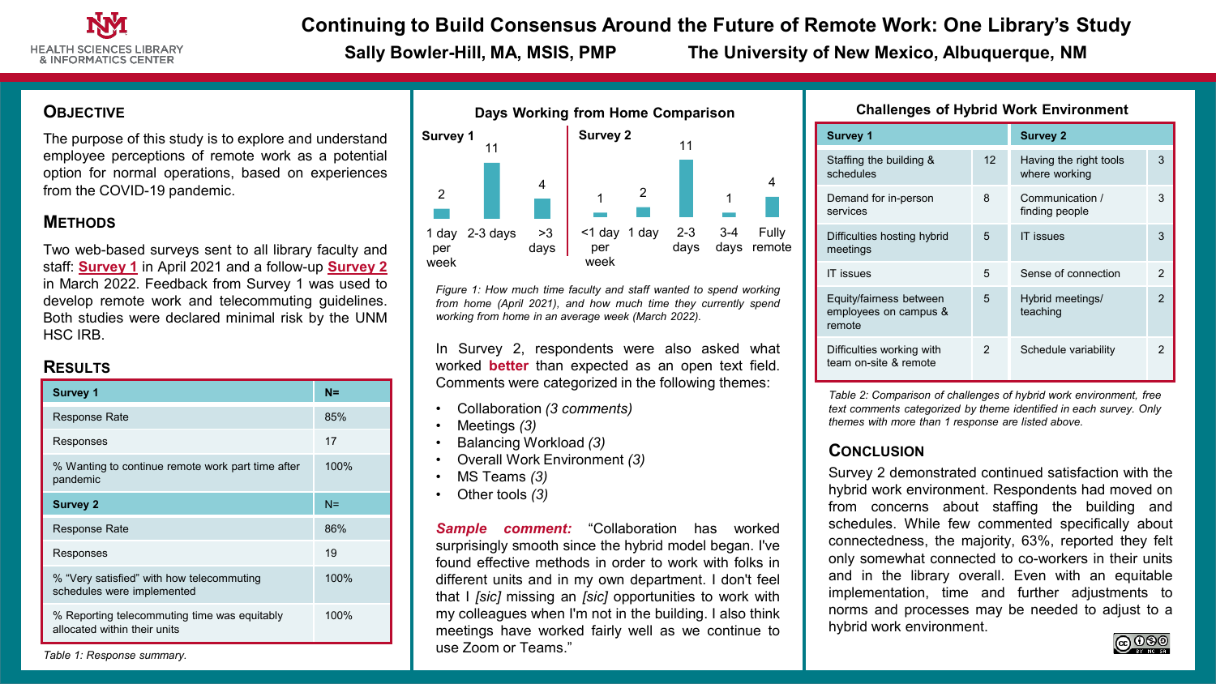# Continuing to Build Consensus Around the Future of Remote Work: One Library's Study

**Sally Bowler-Hill, MA, MSIS, PMP** — **The University of New Mexico, Albuquerque, NM**

HEALTH SCIENCES LIBRARY & INFORMATICS CENTER

## Objective

The purpose of this study is to explore and understand employee perceptions of remote work as a potential option for normal operations, based on experiences from the COVID-19 pandemic.

## Methods

Two web-based surveys sent to all library faculty and staff: **Survey 1** in April 2021 and a follow-up **Survey 2** in March 2022. Feedback from Survey 1 was used to develop remote work and telecommuting guidelines. Both studies were declared minimal risk by the UNM HSC IRB.

## Results

| **Survey 1** | **N=** |
|---|---|
| Response Rate | 85% |
| Responses | 17 |
| % Wanting to continue remote work part time after pandemic | 100% |
| **Survey 2** | N= |
| Response Rate | 86% |
| Responses | 19 |
| % "Very satisfied" with how telecommuting schedules were implemented | 100% |
| % Reporting telecommuting time was equitably allocated within their units | 100% |

*Table 1: Response summary.*

### Days Working from Home Comparison

Survey 1

2, 11, 4

1 day per week, 2-3 days, >3 days

Survey 2

1, 2, 11, 1, 4

<1 day per week, 1 day, 2-3 days, 3-4 days, Fully remote

*Figure 1: How much time faculty and staff wanted to spend working from home (April 2021), and how much time they currently spend working from home in an average week (March 2022).*

In Survey 2, respondents were also asked what worked **better** than expected as an open text field. Comments were categorized in the following themes:

- Collaboration *(3 comments)*
- Meetings *(3)*
- Balancing Workload *(3)*
- Overall Work Environment *(3)*
- MS Teams *(3)*
- Other tools *(3)*

***Sample comment:*** "Collaboration has worked surprisingly smooth since the hybrid model began. I've found effective methods in order to work with folks in different units and in my own department. I don't feel that I *[sic]* missing an *[sic]* opportunities to work with my colleagues when I'm not in the building. I also think meetings have worked fairly well as we continue to use Zoom or Teams."

### Challenges of Hybrid Work Environment

| **Survey 1** | | **Survey 2** | |
|---|---|---|---|
| Staffing the building & schedules | 12 | Having the right tools where working | 3 |
| Demand for in-person services | 8 | Communication / finding people | 3 |
| Difficulties hosting hybrid meetings | 5 | IT issues | 3 |
| IT issues | 5 | Sense of connection | 2 |
| Equity/fairness between employees on campus & remote | 5 | Hybrid meetings/ teaching | 2 |
| Difficulties working with team on-site & remote | 2 | Schedule variability | 2 |

*Table 2: Comparison of challenges of hybrid work environment, free text comments categorized by theme identified in each survey. Only themes with more than 1 response are listed above.*

## Conclusion

Survey 2 demonstrated continued satisfaction with the hybrid work environment. Respondents had moved on from concerns about staffing the building and schedules. While few commented specifically about connectedness, the majority, 63%, reported they felt only somewhat connected to co-workers in their units and in the library overall. Even with an equitable implementation, time and further adjustments to norms and processes may be needed to adjust to a hybrid work environment.